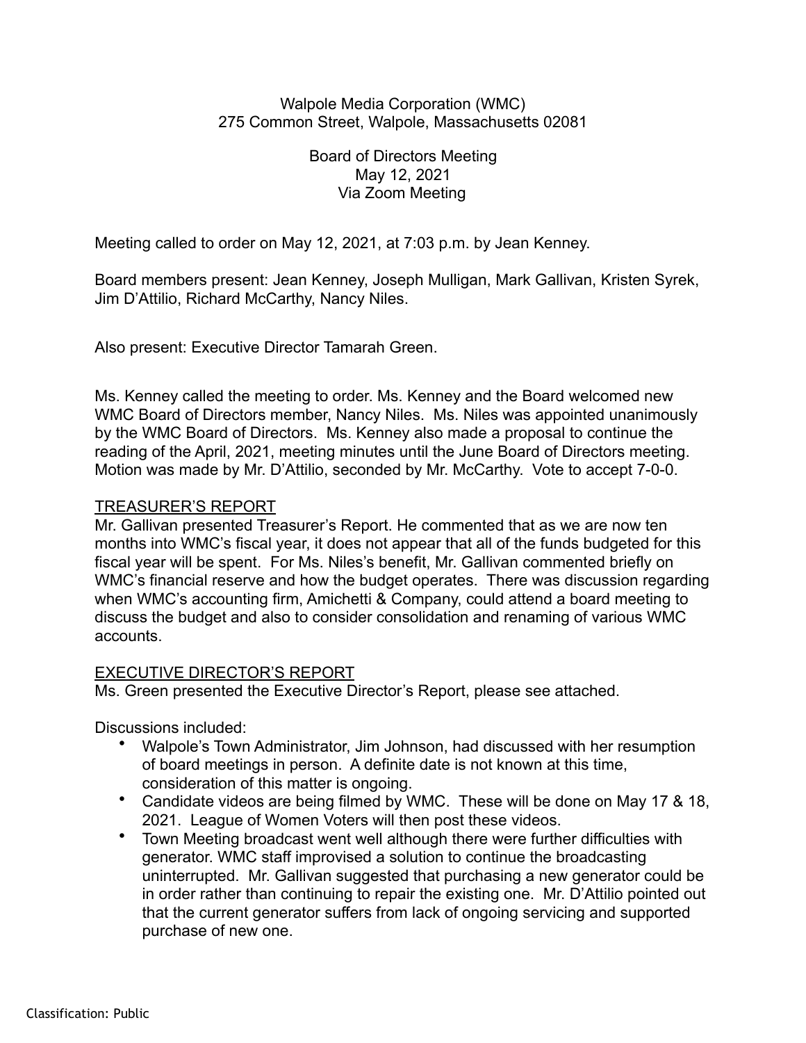Walpole Media Corporation (WMC)
275 Common Street, Walpole, Massachusetts 02081

Board of Directors Meeting
May 12, 2021
Via Zoom Meeting

Meeting called to order on May 12, 2021, at 7:03 p.m. by Jean Kenney.

Board members present: Jean Kenney, Joseph Mulligan, Mark Gallivan, Kristen Syrek, Jim D'Attilio, Richard McCarthy, Nancy Niles.

Also present: Executive Director Tamarah Green.

Ms. Kenney called the meeting to order. Ms. Kenney and the Board welcomed new WMC Board of Directors member, Nancy Niles. Ms. Niles was appointed unanimously by the WMC Board of Directors. Ms. Kenney also made a proposal to continue the reading of the April, 2021, meeting minutes until the June Board of Directors meeting. Motion was made by Mr. D'Attilio, seconded by Mr. McCarthy. Vote to accept 7-0-0.

## TREASURER'S REPORT

Mr. Gallivan presented Treasurer's Report. He commented that as we are now ten months into WMC's fiscal year, it does not appear that all of the funds budgeted for this fiscal year will be spent. For Ms. Niles's benefit, Mr. Gallivan commented briefly on WMC's financial reserve and how the budget operates. There was discussion regarding when WMC's accounting firm, Amichetti & Company, could attend a board meeting to discuss the budget and also to consider consolidation and renaming of various WMC accounts.

## EXECUTIVE DIRECTOR'S REPORT

Ms. Green presented the Executive Director's Report, please see attached.

Discussions included:

- Walpole's Town Administrator, Jim Johnson, had discussed with her resumption of board meetings in person. A definite date is not known at this time, consideration of this matter is ongoing.
- Candidate videos are being filmed by WMC. These will be done on May 17 & 18, 2021. League of Women Voters will then post these videos.
- Town Meeting broadcast went well although there were further difficulties with generator. WMC staff improvised a solution to continue the broadcasting uninterrupted. Mr. Gallivan suggested that purchasing a new generator could be in order rather than continuing to repair the existing one. Mr. D'Attilio pointed out that the current generator suffers from lack of ongoing servicing and supported purchase of new one.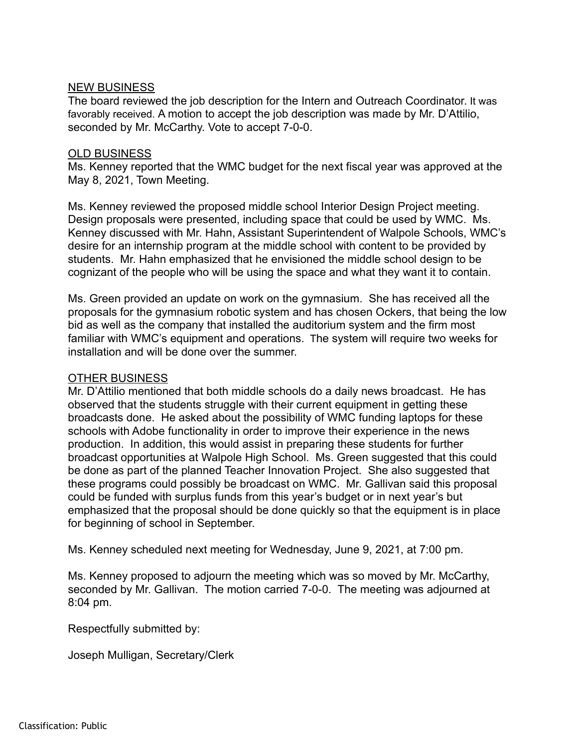NEW BUSINESS

The board reviewed the job description for the Intern and Outreach Coordinator. It was favorably received. A motion to accept the job description was made by Mr. D'Attilio, seconded by Mr. McCarthy. Vote to accept 7-0-0.

OLD BUSINESS

Ms. Kenney reported that the WMC budget for the next fiscal year was approved at the May 8, 2021, Town Meeting.

Ms. Kenney reviewed the proposed middle school Interior Design Project meeting. Design proposals were presented, including space that could be used by WMC. Ms. Kenney discussed with Mr. Hahn, Assistant Superintendent of Walpole Schools, WMC's desire for an internship program at the middle school with content to be provided by students. Mr. Hahn emphasized that he envisioned the middle school design to be cognizant of the people who will be using the space and what they want it to contain.

Ms. Green provided an update on work on the gymnasium. She has received all the proposals for the gymnasium robotic system and has chosen Ockers, that being the low bid as well as the company that installed the auditorium system and the firm most familiar with WMC's equipment and operations. The system will require two weeks for installation and will be done over the summer.

OTHER BUSINESS

Mr. D'Attilio mentioned that both middle schools do a daily news broadcast. He has observed that the students struggle with their current equipment in getting these broadcasts done. He asked about the possibility of WMC funding laptops for these schools with Adobe functionality in order to improve their experience in the news production. In addition, this would assist in preparing these students for further broadcast opportunities at Walpole High School. Ms. Green suggested that this could be done as part of the planned Teacher Innovation Project. She also suggested that these programs could possibly be broadcast on WMC. Mr. Gallivan said this proposal could be funded with surplus funds from this year's budget or in next year's but emphasized that the proposal should be done quickly so that the equipment is in place for beginning of school in September.

Ms. Kenney scheduled next meeting for Wednesday, June 9, 2021, at 7:00 pm.

Ms. Kenney proposed to adjourn the meeting which was so moved by Mr. McCarthy, seconded by Mr. Gallivan. The motion carried 7-0-0. The meeting was adjourned at 8:04 pm.

Respectfully submitted by:

Joseph Mulligan, Secretary/Clerk

Classification: Public